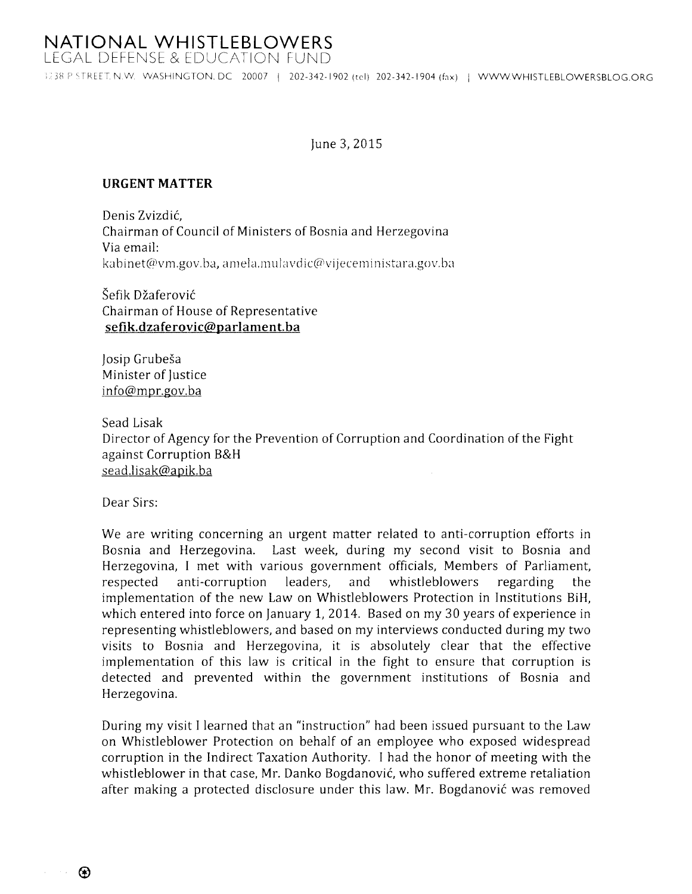# NATIONAL WHISTLEBLOWERS
LEGAL DEFENSE & EDUCATION FUND

3238 P STREET, N.W. WASHINGTON, DC 20007 | 202-342-1902 (tel) 202-342-1904 (fax) | WWW.WHISTLEBLOWERSBLOG.ORG

June 3, 2015

**URGENT MATTER**

Denis Zvizdić,
Chairman of Council of Ministers of Bosnia and Herzegovina
Via email:
kabinet@vm.gov.ba, amela.mulavdic@vijeceministara.gov.ba

Šefik Džaferović
Chairman of House of Representative
**sefik.dzaferovic@parlament.ba**

Josip Grubeša
Minister of Justice
info@mpr.gov.ba

Sead Lisak
Director of Agency for the Prevention of Corruption and Coordination of the Fight against Corruption B&H
sead.lisak@apik.ba

Dear Sirs:

We are writing concerning an urgent matter related to anti-corruption efforts in Bosnia and Herzegovina. Last week, during my second visit to Bosnia and Herzegovina, I met with various government officials, Members of Parliament, respected anti-corruption leaders, and whistleblowers regarding the implementation of the new Law on Whistleblowers Protection in Institutions BiH, which entered into force on January 1, 2014. Based on my 30 years of experience in representing whistleblowers, and based on my interviews conducted during my two visits to Bosnia and Herzegovina, it is absolutely clear that the effective implementation of this law is critical in the fight to ensure that corruption is detected and prevented within the government institutions of Bosnia and Herzegovina.

During my visit I learned that an "instruction" had been issued pursuant to the Law on Whistleblower Protection on behalf of an employee who exposed widespread corruption in the Indirect Taxation Authority. I had the honor of meeting with the whistleblower in that case, Mr. Danko Bogdanović, who suffered extreme retaliation after making a protected disclosure under this law. Mr. Bogdanović was removed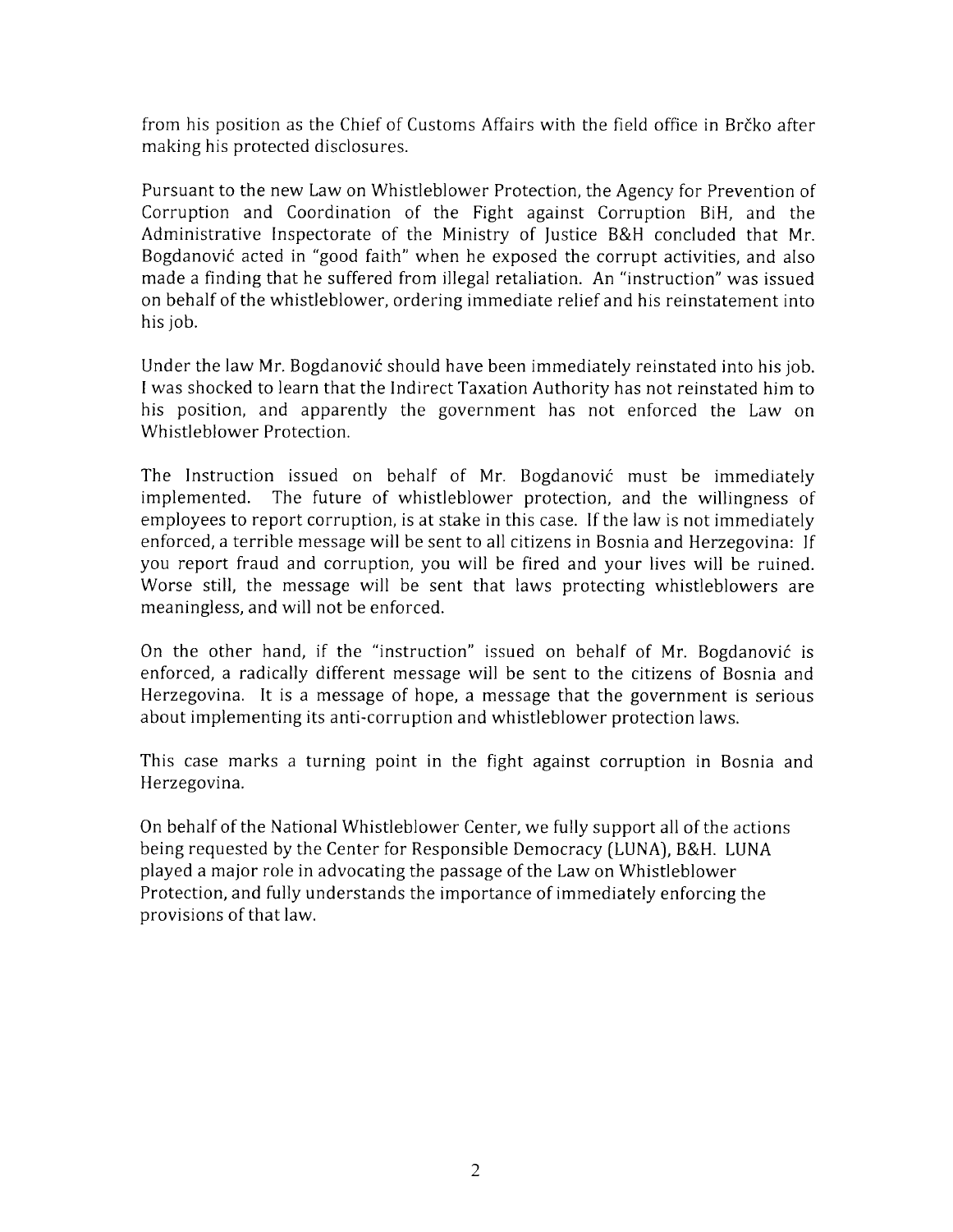from his position as the Chief of Customs Affairs with the field office in Brčko after making his protected disclosures.

Pursuant to the new Law on Whistleblower Protection, the Agency for Prevention of Corruption and Coordination of the Fight against Corruption BiH, and the Administrative Inspectorate of the Ministry of Justice B&H concluded that Mr. Bogdanović acted in "good faith" when he exposed the corrupt activities, and also made a finding that he suffered from illegal retaliation. An "instruction" was issued on behalf of the whistleblower, ordering immediate relief and his reinstatement into his job.

Under the law Mr. Bogdanović should have been immediately reinstated into his job. I was shocked to learn that the Indirect Taxation Authority has not reinstated him to his position, and apparently the government has not enforced the Law on Whistleblower Protection.

The Instruction issued on behalf of Mr. Bogdanović must be immediately implemented. The future of whistleblower protection, and the willingness of employees to report corruption, is at stake in this case. If the law is not immediately enforced, a terrible message will be sent to all citizens in Bosnia and Herzegovina: If you report fraud and corruption, you will be fired and your lives will be ruined. Worse still, the message will be sent that laws protecting whistleblowers are meaningless, and will not be enforced.

On the other hand, if the "instruction" issued on behalf of Mr. Bogdanović is enforced, a radically different message will be sent to the citizens of Bosnia and Herzegovina. It is a message of hope, a message that the government is serious about implementing its anti-corruption and whistleblower protection laws.

This case marks a turning point in the fight against corruption in Bosnia and Herzegovina.

On behalf of the National Whistleblower Center, we fully support all of the actions being requested by the Center for Responsible Democracy (LUNA), B&H. LUNA played a major role in advocating the passage of the Law on Whistleblower Protection, and fully understands the importance of immediately enforcing the provisions of that law.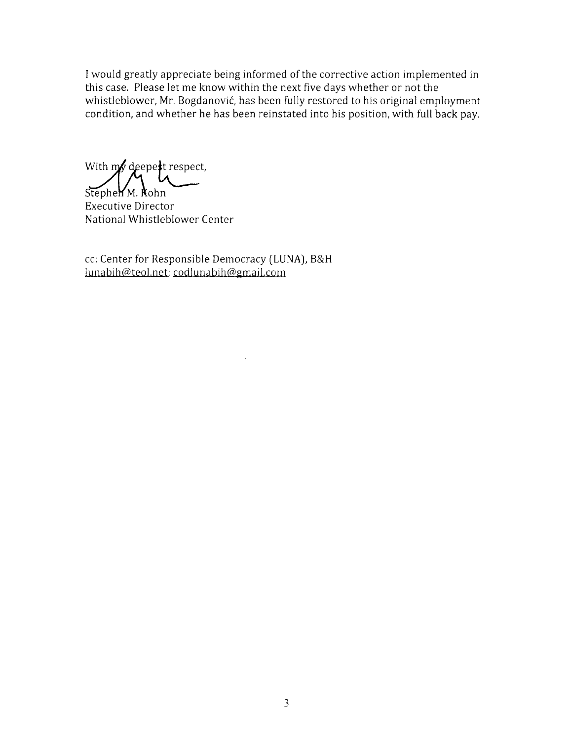I would greatly appreciate being informed of the corrective action implemented in this case. Please let me know within the next five days whether or not the whistleblower, Mr. Bogdanović, has been fully restored to his original employment condition, and whether he has been reinstated into his position, with full back pay.

With my deepest respect,

Stephen M. Kohn
Executive Director
National Whistleblower Center

cc: Center for Responsible Democracy (LUNA), B&H
lunabih@teol.net; codlunabih@gmail.com